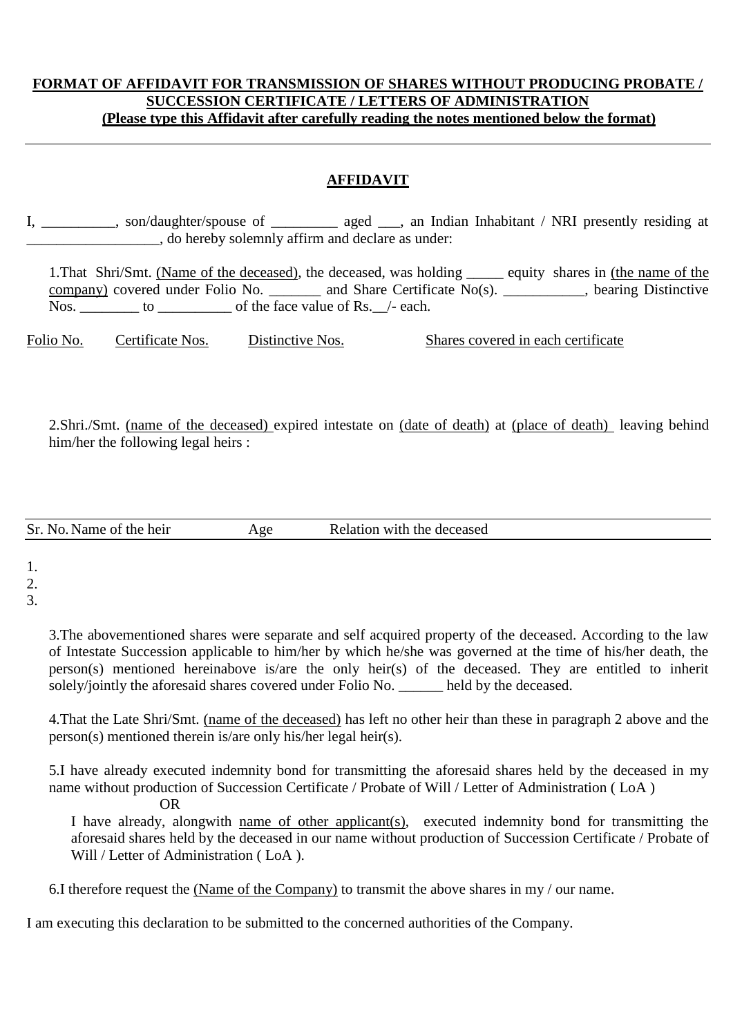**FORMAT OF AFFIDAVIT FOR TRANSMISSION OF SHARES WITHOUT PRODUCING PROBATE / SUCCESSION CERTIFICATE / LETTERS OF ADMINISTRATION**
**(Please type this Affidavit after carefully reading the notes mentioned below the format)**

---

## AFFIDAVIT

I, __________, son/daughter/spouse of _________ aged ___, an Indian Inhabitant / NRI presently residing at __________________, do hereby solemnly affirm and declare as under:

1.That Shri/Smt. (Name of the deceased), the deceased, was holding _____ equity shares in (the name of the company) covered under Folio No. _______ and Share Certificate No(s). ___________, bearing Distinctive Nos. ________ to __________ of the face value of Rs.__/- each.

| Folio No. | Certificate Nos. | Distinctive Nos. | Shares covered in each certificate |
|---|---|---|---|
| | | | |

2.Shri./Smt. (name of the deceased) expired intestate on (date of death) at (place of death) leaving behind him/her the following legal heirs :

| Sr. No. | Name of the heir | Age | Relation with the deceased |
|---|---|---|---|
| 1. | | | |
| 2. | | | |
| 3. | | | |

3.The abovementioned shares were separate and self acquired property of the deceased. According to the law of Intestate Succession applicable to him/her by which he/she was governed at the time of his/her death, the person(s) mentioned hereinabove is/are the only heir(s) of the deceased. They are entitled to inherit solely/jointly the aforesaid shares covered under Folio No. ______ held by the deceased.

4.That the Late Shri/Smt. (name of the deceased) has left no other heir than these in paragraph 2 above and the person(s) mentioned therein is/are only his/her legal heir(s).

5.I have already executed indemnity bond for transmitting the aforesaid shares held by the deceased in my name without production of Succession Certificate / Probate of Will / Letter of Administration ( LoA )

OR

I have already, alongwith name of other applicant(s), executed indemnity bond for transmitting the aforesaid shares held by the deceased in our name without production of Succession Certificate / Probate of Will / Letter of Administration ( LoA ).

6.I therefore request the (Name of the Company) to transmit the above shares in my / our name.

I am executing this declaration to be submitted to the concerned authorities of the Company.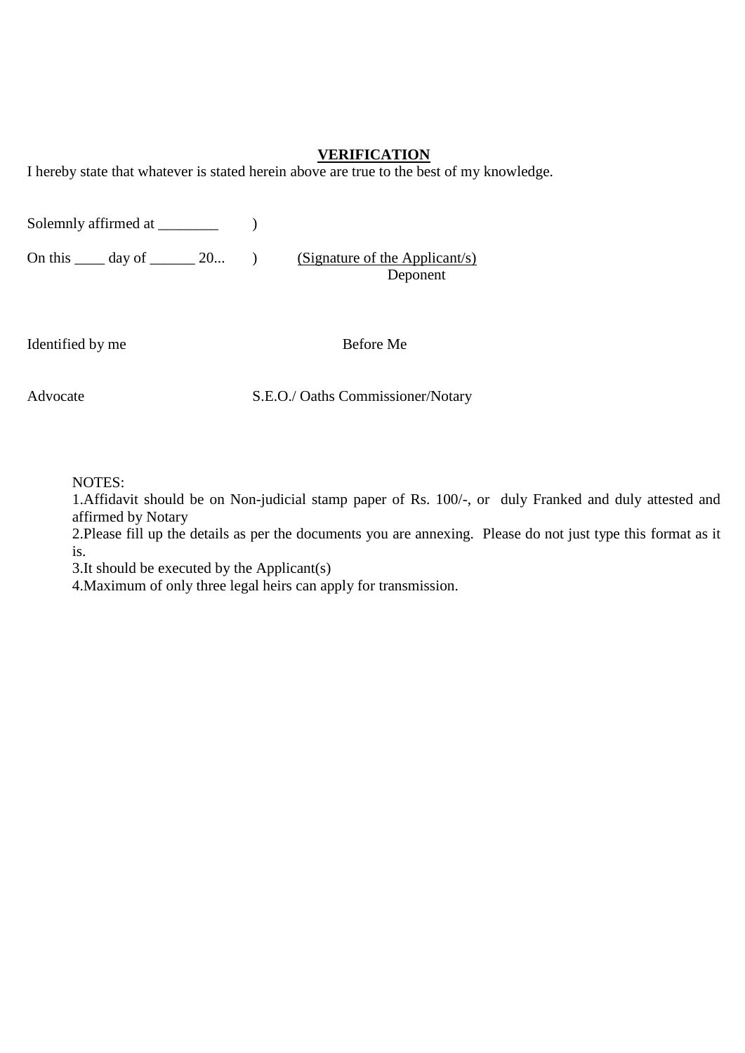## VERIFICATION

I hereby state that whatever is stated herein above are true to the best of my knowledge.

Solemnly affirmed at ________ )

On this ____ day of ______ 20... ) (Signature of the Applicant/s)
Deponent

Identified by me Before Me

Advocate S.E.O./ Oaths Commissioner/Notary

NOTES:

1.Affidavit should be on Non-judicial stamp paper of Rs. 100/-, or duly Franked and duly attested and affirmed by Notary

2.Please fill up the details as per the documents you are annexing. Please do not just type this format as it is.

3.It should be executed by the Applicant(s)

4.Maximum of only three legal heirs can apply for transmission.